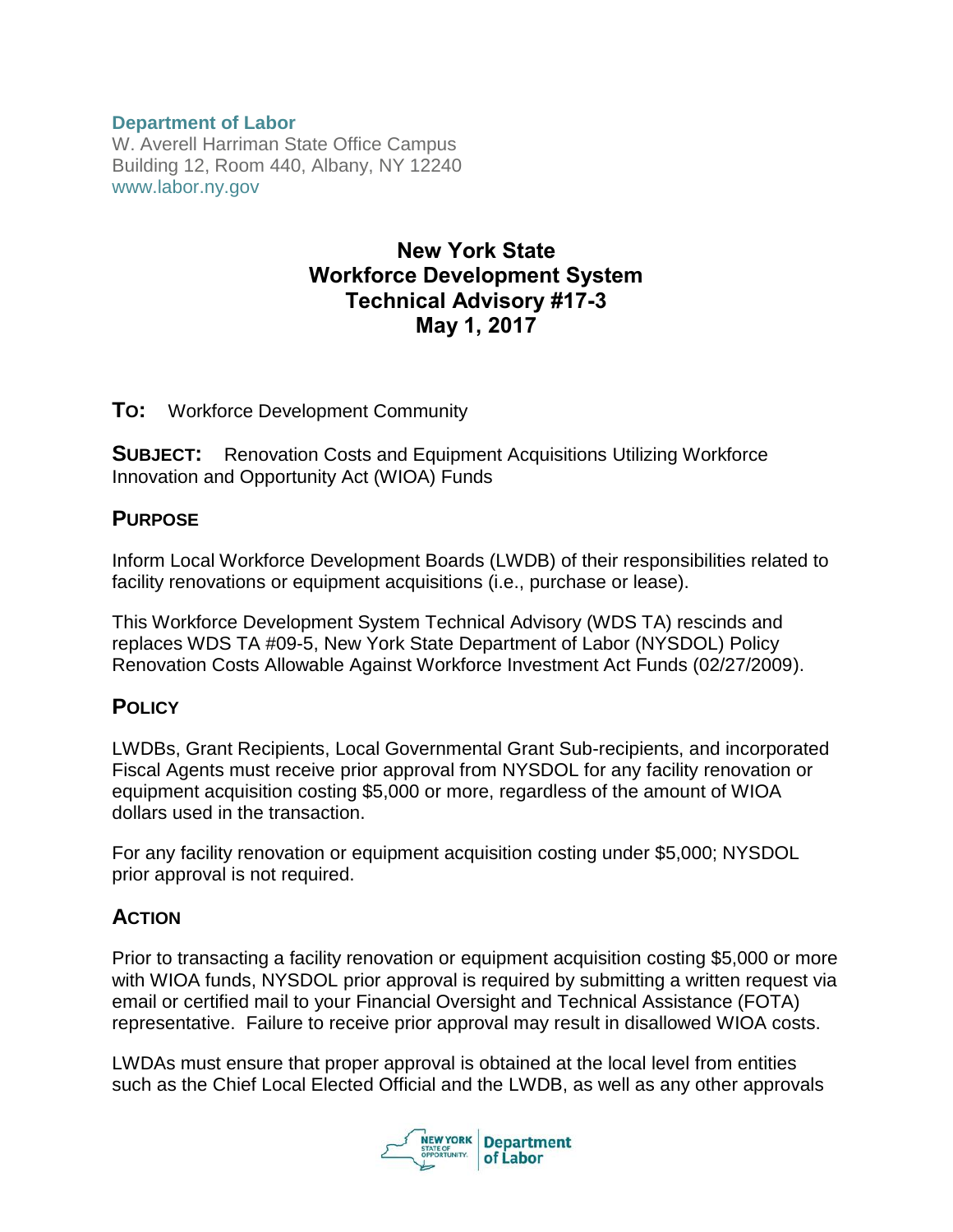**Department of Labor**
W. Averell Harriman State Office Campus
Building 12, Room 440, Albany, NY 12240
www.labor.ny.gov

# New York State
# Workforce Development System
# Technical Advisory #17-3
# May 1, 2017

**TO:** Workforce Development Community

**SUBJECT:** Renovation Costs and Equipment Acquisitions Utilizing Workforce Innovation and Opportunity Act (WIOA) Funds

## PURPOSE

Inform Local Workforce Development Boards (LWDB) of their responsibilities related to facility renovations or equipment acquisitions (i.e., purchase or lease).

This Workforce Development System Technical Advisory (WDS TA) rescinds and replaces WDS TA #09-5, New York State Department of Labor (NYSDOL) Policy Renovation Costs Allowable Against Workforce Investment Act Funds (02/27/2009).

## POLICY

LWDBs, Grant Recipients, Local Governmental Grant Sub-recipients, and incorporated Fiscal Agents must receive prior approval from NYSDOL for any facility renovation or equipment acquisition costing $5,000 or more, regardless of the amount of WIOA dollars used in the transaction.

For any facility renovation or equipment acquisition costing under $5,000; NYSDOL prior approval is not required.

## ACTION

Prior to transacting a facility renovation or equipment acquisition costing $5,000 or more with WIOA funds, NYSDOL prior approval is required by submitting a written request via email or certified mail to your Financial Oversight and Technical Assistance (FOTA) representative. Failure to receive prior approval may result in disallowed WIOA costs.

LWDAs must ensure that proper approval is obtained at the local level from entities such as the Chief Local Elected Official and the LWDB, as well as any other approvals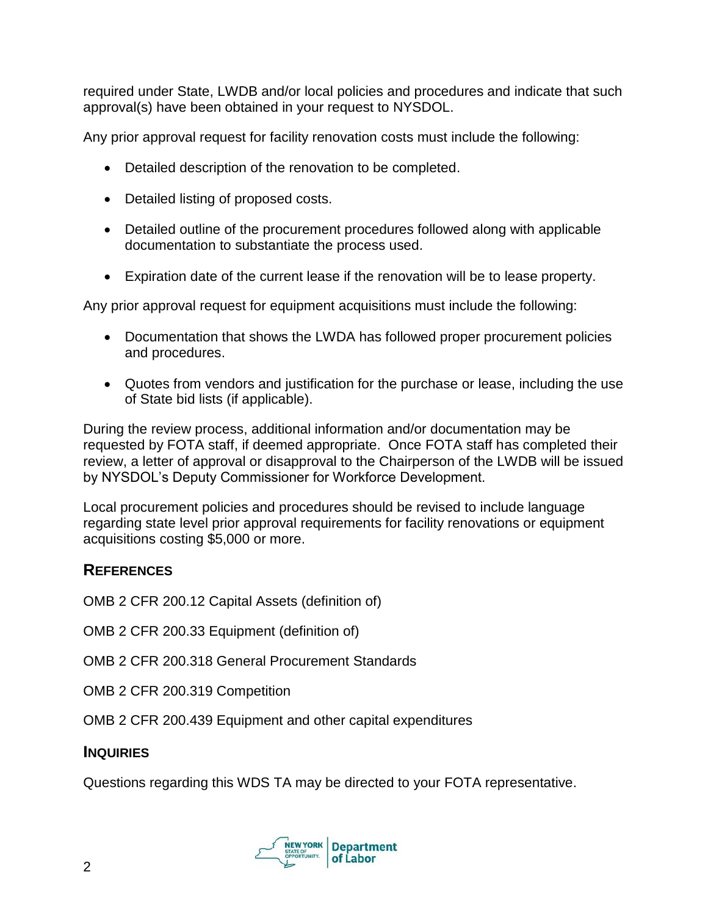required under State, LWDB and/or local policies and procedures and indicate that such approval(s) have been obtained in your request to NYSDOL.

Any prior approval request for facility renovation costs must include the following:

- Detailed description of the renovation to be completed.
- Detailed listing of proposed costs.
- Detailed outline of the procurement procedures followed along with applicable documentation to substantiate the process used.
- Expiration date of the current lease if the renovation will be to lease property.

Any prior approval request for equipment acquisitions must include the following:

- Documentation that shows the LWDA has followed proper procurement policies and procedures.
- Quotes from vendors and justification for the purchase or lease, including the use of State bid lists (if applicable).

During the review process, additional information and/or documentation may be requested by FOTA staff, if deemed appropriate. Once FOTA staff has completed their review, a letter of approval or disapproval to the Chairperson of the LWDB will be issued by NYSDOL's Deputy Commissioner for Workforce Development.

Local procurement policies and procedures should be revised to include language regarding state level prior approval requirements for facility renovations or equipment acquisitions costing $5,000 or more.

## References

OMB 2 CFR 200.12 Capital Assets (definition of)

OMB 2 CFR 200.33 Equipment (definition of)

OMB 2 CFR 200.318 General Procurement Standards

OMB 2 CFR 200.319 Competition

OMB 2 CFR 200.439 Equipment and other capital expenditures

## Inquiries

Questions regarding this WDS TA may be directed to your FOTA representative.